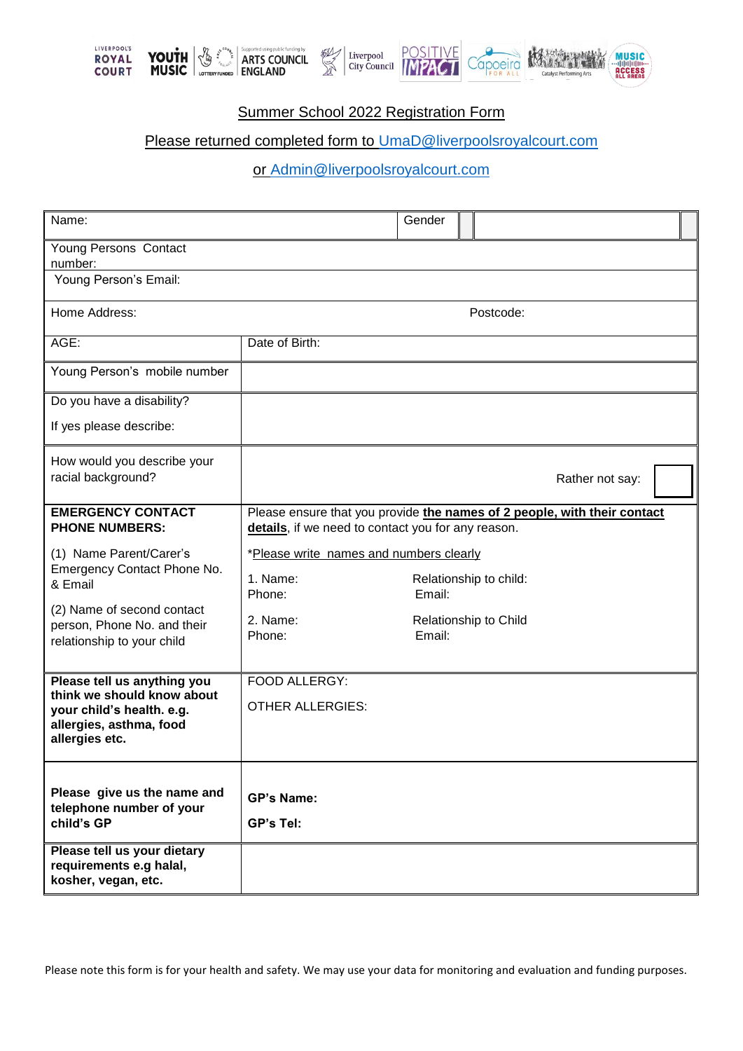LIVERPOOL'S ROYAL COURT | YOUTH MUSIC | Supported using public funding by ARTS COUNCIL ENGLAND | Liverpool City Council | POSITIVE IMPACT | Capoeira FOR ALL | Catalyst Performing Arts | MUSIC ACCESS ALL AREAS

## Summer School 2022 Registration Form

Please returned completed form to UmaD@liverpoolsroyalcourt.com

or Admin@liverpoolsroyalcourt.com

| | | | |
|---|---|---|---|
| Name: | | Gender | |
| Young Persons Contact number: | | | |
| Young Person's Email: | | | |
| Home Address: | | Postcode: | |
| AGE: | Date of Birth: | | |
| Young Person's mobile number | | | |
| Do you have a disability?<br><br>If yes please describe: | | | |
| How would you describe your racial background? | Rather not say: ☐ | | |
| **EMERGENCY CONTACT PHONE NUMBERS:**<br><br>(1) Name Parent/Carer's Emergency Contact Phone No. & Email<br><br>(2) Name of second contact person, Phone No. and their relationship to your child | Please ensure that you provide **the names of 2 people, with their contact details**, if we need to contact you for any reason.<br><br>*Please write names and numbers clearly<br><br>1. Name: Relationship to child:<br>Phone: Email:<br><br>2. Name: Relationship to Child<br>Phone: Email: | | |
| **Please tell us anything you think we should know about your child's health. e.g. allergies, asthma, food allergies etc.** | FOOD ALLERGY:<br><br>OTHER ALLERGIES: | | |
| **Please give us the name and telephone number of your child's GP** | **GP's Name:**<br><br>**GP's Tel:** | | |
| **Please tell us your dietary requirements e.g halal, kosher, vegan, etc.** | | | |

Please note this form is for your health and safety. We may use your data for monitoring and evaluation and funding purposes.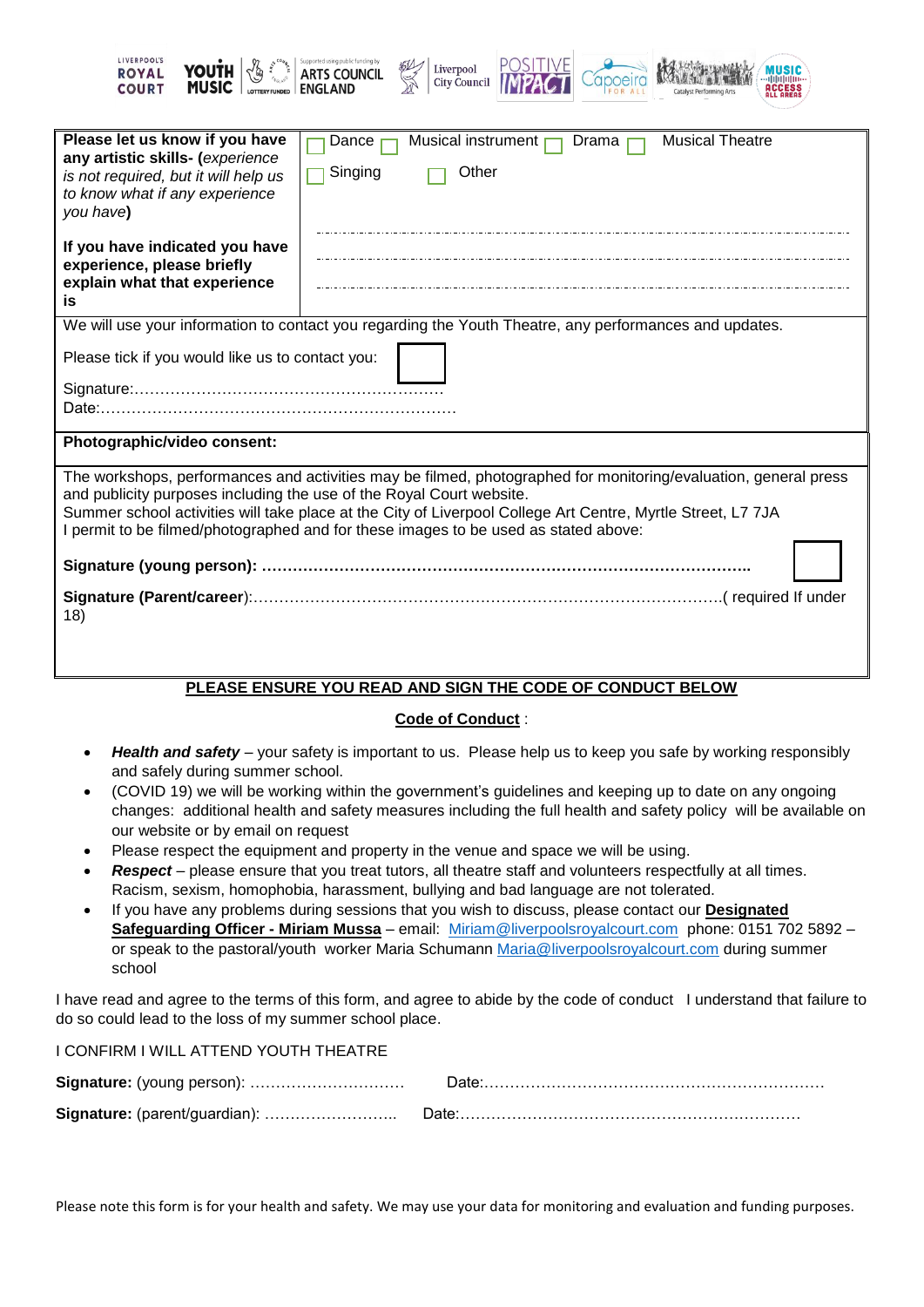| | |
|---|---|
| **Please let us know if you have any artistic skills- (***experience is not required, but it will help us to know what if any experience you have***)** | ☐ Dance ☐ Musical instrument ☐ Drama ☐ Musical Theatre<br>☐ Singing ☐ Other |
| **If you have indicated you have experience, please briefly explain what that experience is** | .......................................................................<br>.......................................................................<br>....................................................................... |

We will use your information to contact you regarding the Youth Theatre, any performances and updates.

Please tick if you would like us to contact you: ☐

Signature:…………………………………………………
Date:…………………………………………………………

**Photographic/video consent:**

The workshops, performances and activities may be filmed, photographed for monitoring/evaluation, general press and publicity purposes including the use of the Royal Court website.
Summer school activities will take place at the City of Liverpool College Art Centre, Myrtle Street, L7 7JA
I permit to be filmed/photographed and for these images to be used as stated above:

**Signature (young person): ……………………………………………………………………………………..** ☐

**Signature (Parent/career**):…………………………………………………………………………………( required If under 18)

**PLEASE ENSURE YOU READ AND SIGN THE CODE OF CONDUCT BELOW**

**Code of Conduct** :

- ***Health and safety*** – your safety is important to us. Please help us to keep you safe by working responsibly and safely during summer school.
- (COVID 19) we will be working within the government's guidelines and keeping up to date on any ongoing changes: additional health and safety measures including the full health and safety policy will be available on our website or by email on request
- Please respect the equipment and property in the venue and space we will be using.
- ***Respect*** – please ensure that you treat tutors, all theatre staff and volunteers respectfully at all times. Racism, sexism, homophobia, harassment, bullying and bad language are not tolerated.
- If you have any problems during sessions that you wish to discuss, please contact our **Designated Safeguarding Officer - Miriam Mussa** – email: Miriam@liverpoolsroyalcourt.com phone: 0151 702 5892 – or speak to the pastoral/youth worker Maria Schumann Maria@liverpoolsroyalcourt.com during summer school

I have read and agree to the terms of this form, and agree to abide by the code of conduct I understand that failure to do so could lead to the loss of my summer school place.

I CONFIRM I WILL ATTEND YOUTH THEATRE

**Signature:** (young person): ………………………… Date:…………………………………………………………

**Signature:** (parent/guardian): …………………….. Date:…………………………………………………………

Please note this form is for your health and safety. We may use your data for monitoring and evaluation and funding purposes.